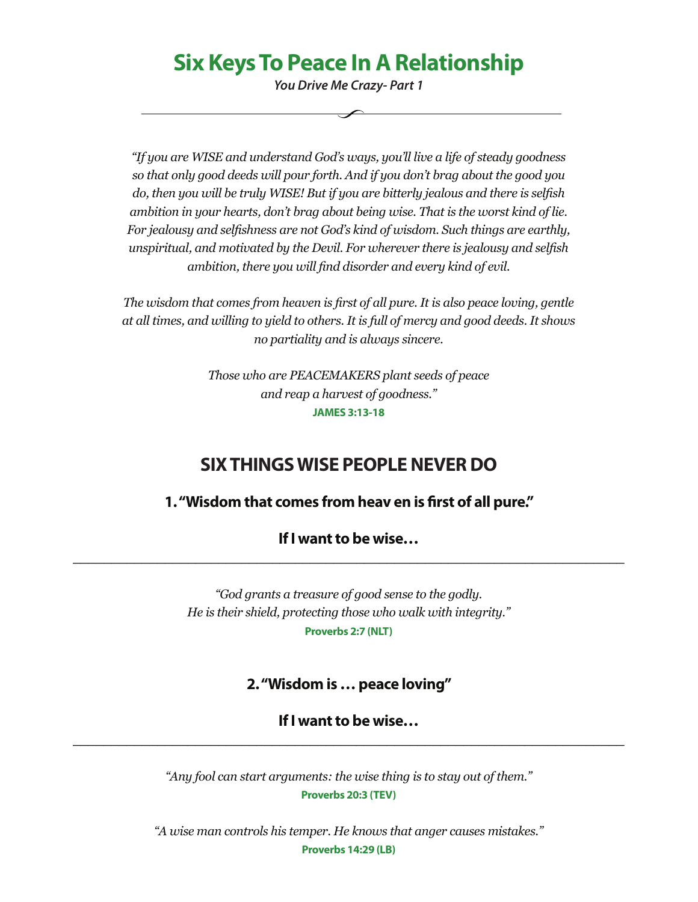# Six Keys To Peace In A Relationship

***You Drive Me Crazy- Part 1***

*"If you are WISE and understand God's ways, you'll live a life of steady goodness so that only good deeds will pour forth. And if you don't brag about the good you do, then you will be truly WISE! But if you are bitterly jealous and there is selfish ambition in your hearts, don't brag about being wise. That is the worst kind of lie. For jealousy and selfishness are not God's kind of wisdom. Such things are earthly, unspiritual, and motivated by the Devil. For wherever there is jealousy and selfish ambition, there you will find disorder and every kind of evil.*

*The wisdom that comes from heaven is first of all pure. It is also peace loving, gentle at all times, and willing to yield to others. It is full of mercy and good deeds. It shows no partiality and is always sincere.*

*Those who are PEACEMAKERS plant seeds of peace and reap a harvest of goodness."*

**JAMES 3:13-18**

## SIX THINGS WISE PEOPLE NEVER DO

### 1. "Wisdom that comes from heav en is first of all pure."

**If I want to be wise…**

______________________________________________________________________

*"God grants a treasure of good sense to the godly. He is their shield, protecting those who walk with integrity."*

**Proverbs 2:7 (NLT)**

### 2. "Wisdom is … peace loving"

**If I want to be wise…**

______________________________________________________________________

*"Any fool can start arguments: the wise thing is to stay out of them."*

**Proverbs 20:3 (TEV)**

*"A wise man controls his temper. He knows that anger causes mistakes."*

**Proverbs 14:29 (LB)**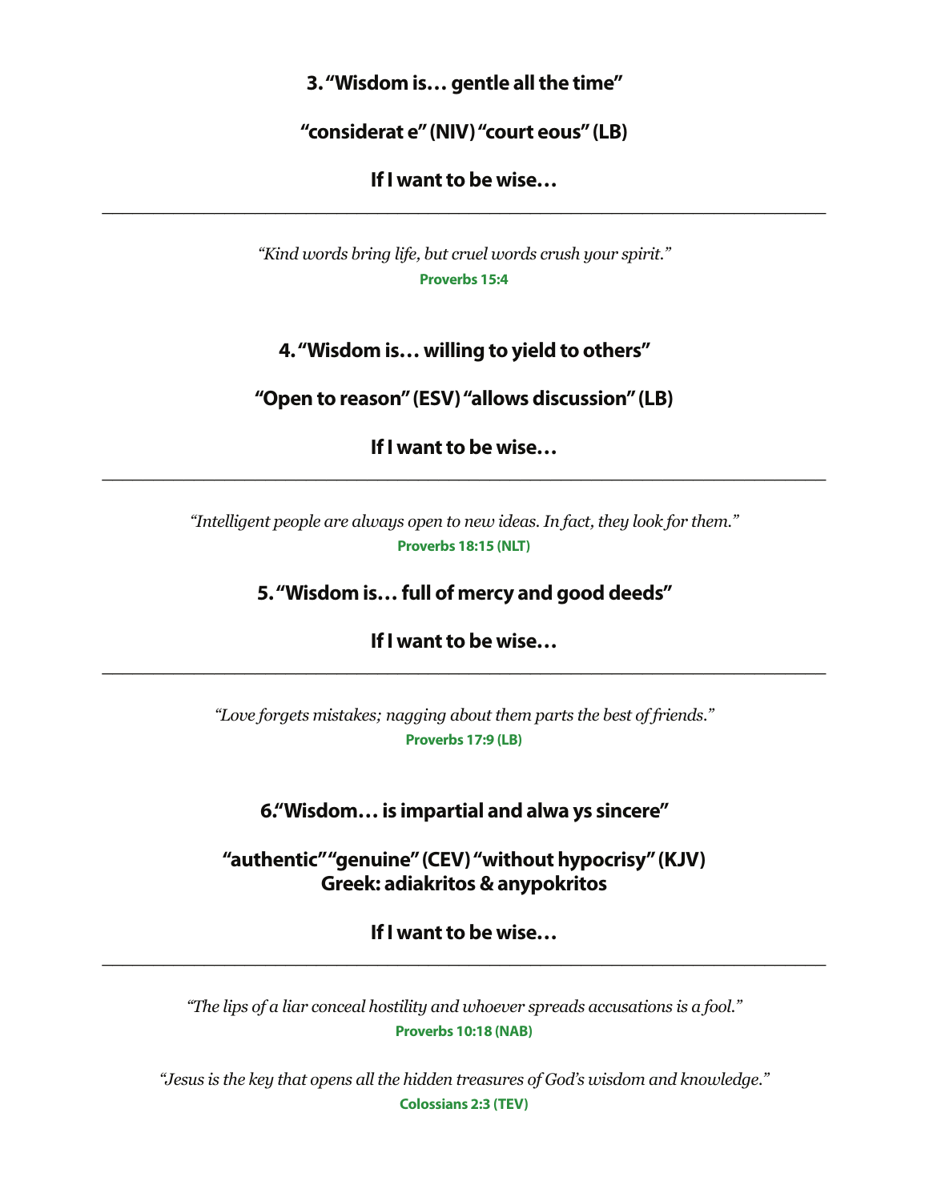**3. "Wisdom is… gentle all the time"**

**"considerate" (NIV) "courteous" (LB)**

**If I want to be wise…**

---

*"Kind words bring life, but cruel words crush your spirit."*
**Proverbs 15:4**

**4. "Wisdom is… willing to yield to others"**

**"Open to reason" (ESV) "allows discussion" (LB)**

**If I want to be wise…**

---

*"Intelligent people are always open to new ideas. In fact, they look for them."*
**Proverbs 18:15 (NLT)**

**5. "Wisdom is… full of mercy and good deeds"**

**If I want to be wise…**

---

*"Love forgets mistakes; nagging about them parts the best of friends."*
**Proverbs 17:9 (LB)**

**6."Wisdom… is impartial and always sincere"**

**"authentic" "genuine" (CEV) "without hypocrisy" (KJV)**
**Greek: adiakritos & anypokritos**

**If I want to be wise…**

---

*"The lips of a liar conceal hostility and whoever spreads accusations is a fool."*
**Proverbs 10:18 (NAB)**

*"Jesus is the key that opens all the hidden treasures of God's wisdom and knowledge."*
**Colossians 2:3 (TEV)**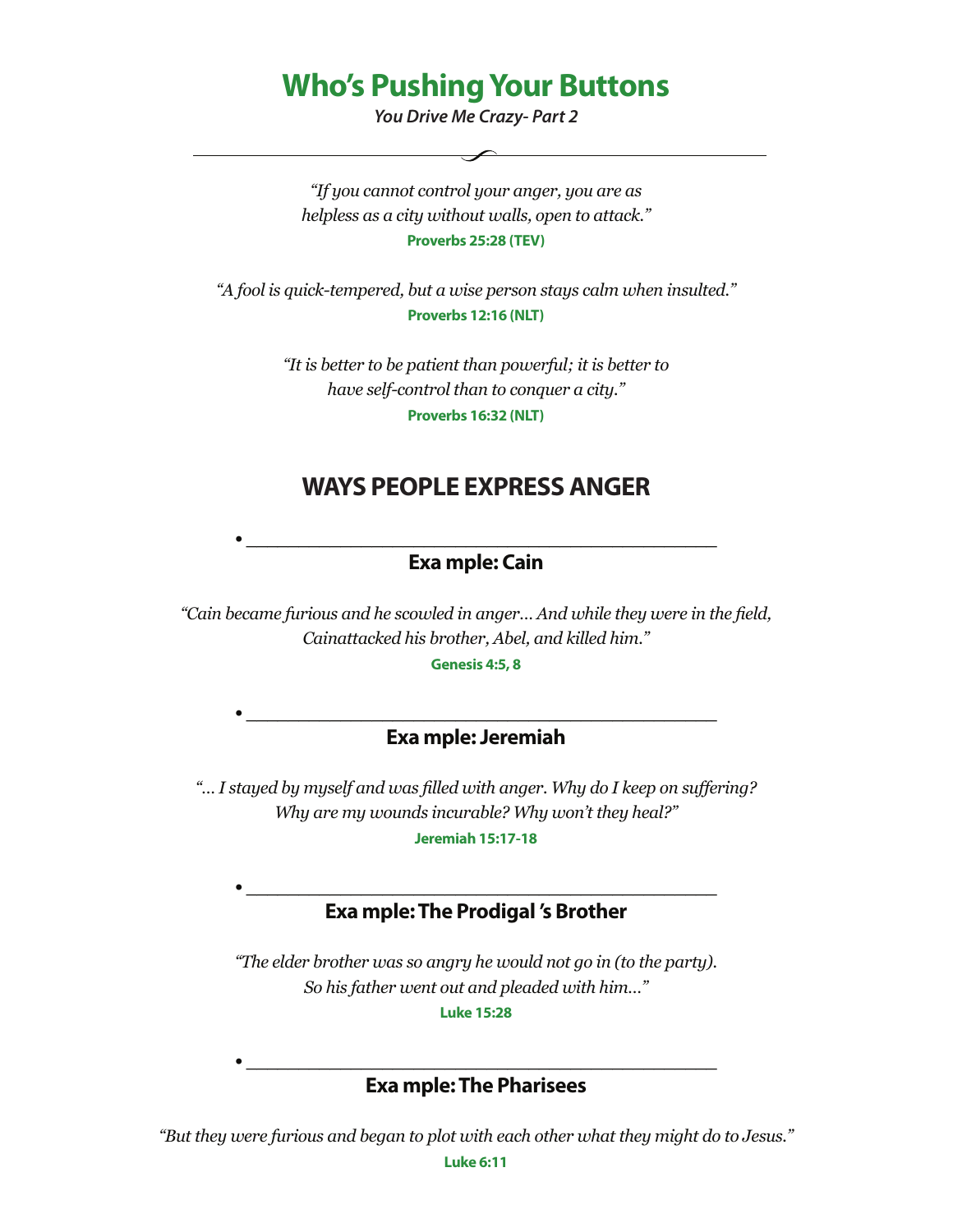# Who's Pushing Your Buttons

***You Drive Me Crazy- Part 2***

*"If you cannot control your anger, you are as helpless as a city without walls, open to attack."*

**Proverbs 25:28 (TEV)**

*"A fool is quick-tempered, but a wise person stays calm when insulted."*

**Proverbs 12:16 (NLT)**

*"It is better to be patient than powerful; it is better to have self-control than to conquer a city."*

**Proverbs 16:32 (NLT)**

## WAYS PEOPLE EXPRESS ANGER

- ___________________________________________

**Exa mple: Cain**

*"Cain became furious and he scowled in anger… And while they were in the field, Cainattacked his brother, Abel, and killed him."*

**Genesis 4:5, 8**

- ___________________________________________

**Exa mple: Jeremiah**

*"… I stayed by myself and was filled with anger. Why do I keep on suffering? Why are my wounds incurable? Why won't they heal?"*

**Jeremiah 15:17-18**

- ___________________________________________

**Exa mple: The Prodigal 's Brother**

*"The elder brother was so angry he would not go in (to the party). So his father went out and pleaded with him…"*

**Luke 15:28**

- ___________________________________________

**Exa mple: The Pharisees**

*"But they were furious and began to plot with each other what they might do to Jesus."*

**Luke 6:11**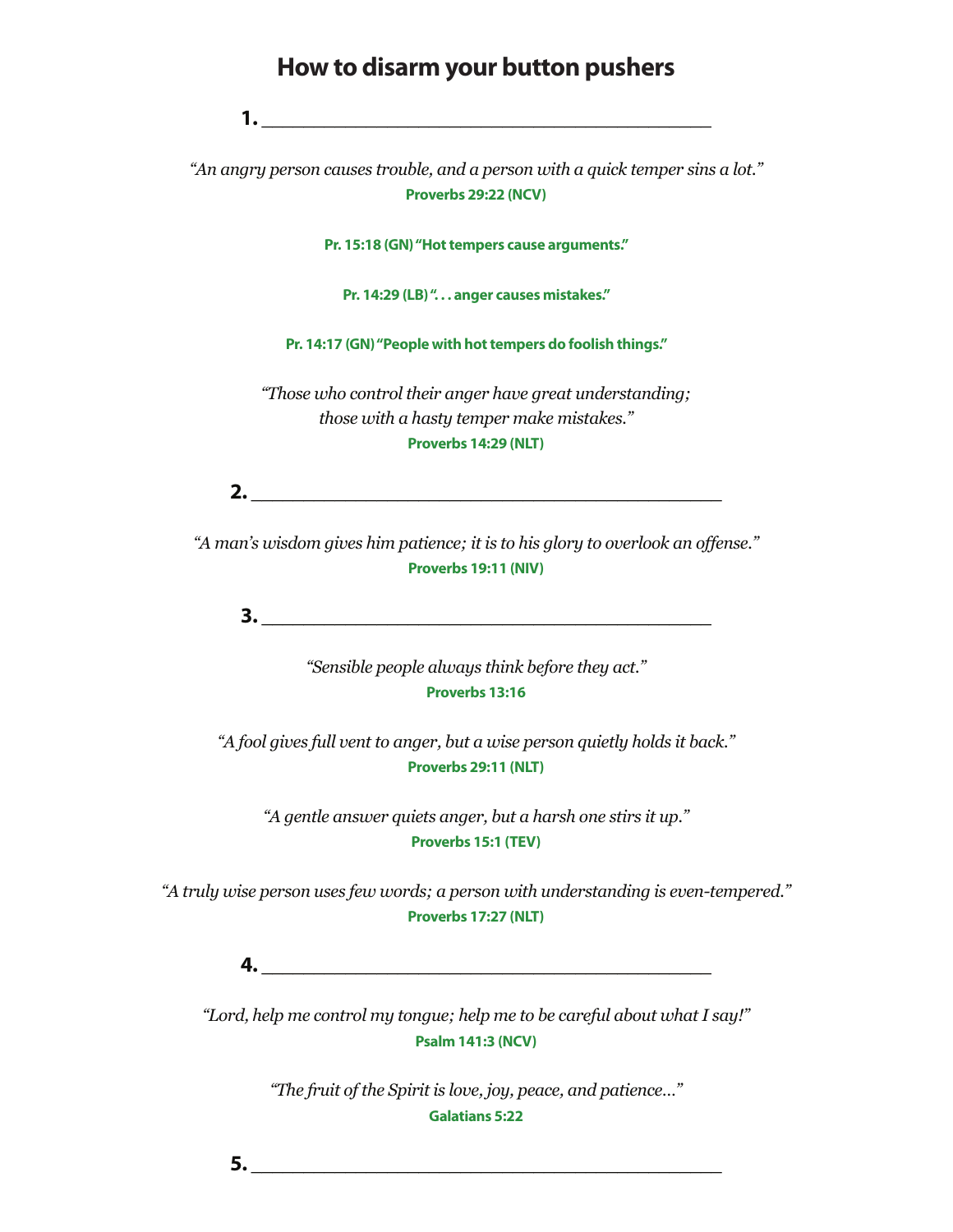# How to disarm your button pushers

**1.** ___________________________________________

*"An angry person causes trouble, and a person with a quick temper sins a lot."*
**Proverbs 29:22 (NCV)**

**Pr. 15:18 (GN) "Hot tempers cause arguments."**

**Pr. 14:29 (LB) ". . . anger causes mistakes."**

**Pr. 14:17 (GN) "People with hot tempers do foolish things."**

*"Those who control their anger have great understanding; those with a hasty temper make mistakes."*
**Proverbs 14:29 (NLT)**

**2.** ___________________________________________

*"A man's wisdom gives him patience; it is to his glory to overlook an offense."*
**Proverbs 19:11 (NIV)**

**3.** ___________________________________________

*"Sensible people always think before they act."*
**Proverbs 13:16**

*"A fool gives full vent to anger, but a wise person quietly holds it back."*
**Proverbs 29:11 (NLT)**

*"A gentle answer quiets anger, but a harsh one stirs it up."*
**Proverbs 15:1 (TEV)**

*"A truly wise person uses few words; a person with understanding is even-tempered."*
**Proverbs 17:27 (NLT)**

**4.** ___________________________________________

*"Lord, help me control my tongue; help me to be careful about what I say!"*
**Psalm 141:3 (NCV)**

*"The fruit of the Spirit is love, joy, peace, and patience..."*
**Galatians 5:22**

**5.** ___________________________________________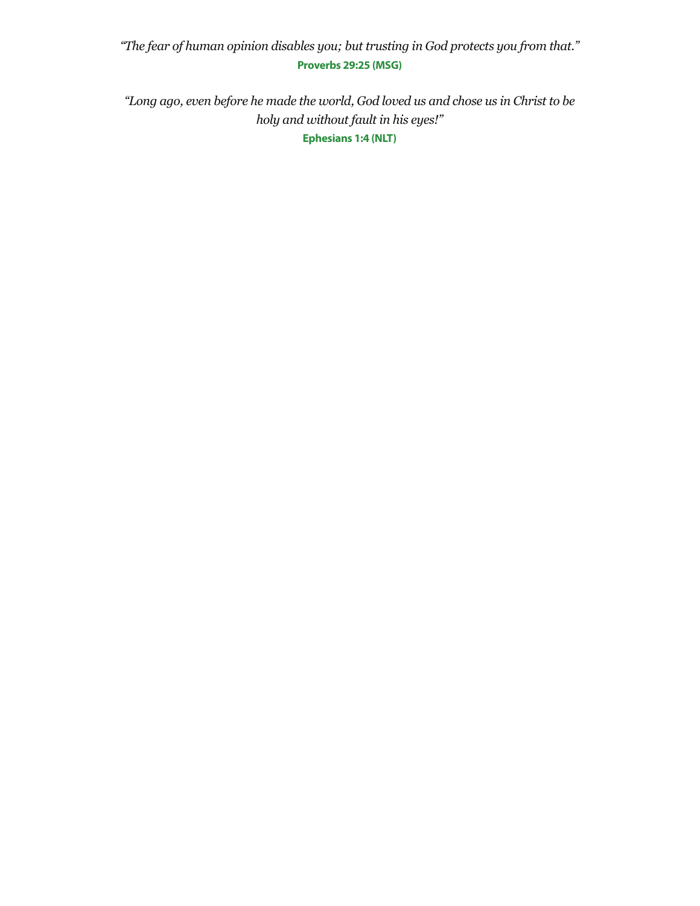*"The fear of human opinion disables you; but trusting in God protects you from that."*
**Proverbs 29:25 (MSG)**

*"Long ago, even before he made the world, God loved us and chose us in Christ to be holy and without fault in his eyes!"*
**Ephesians 1:4 (NLT)**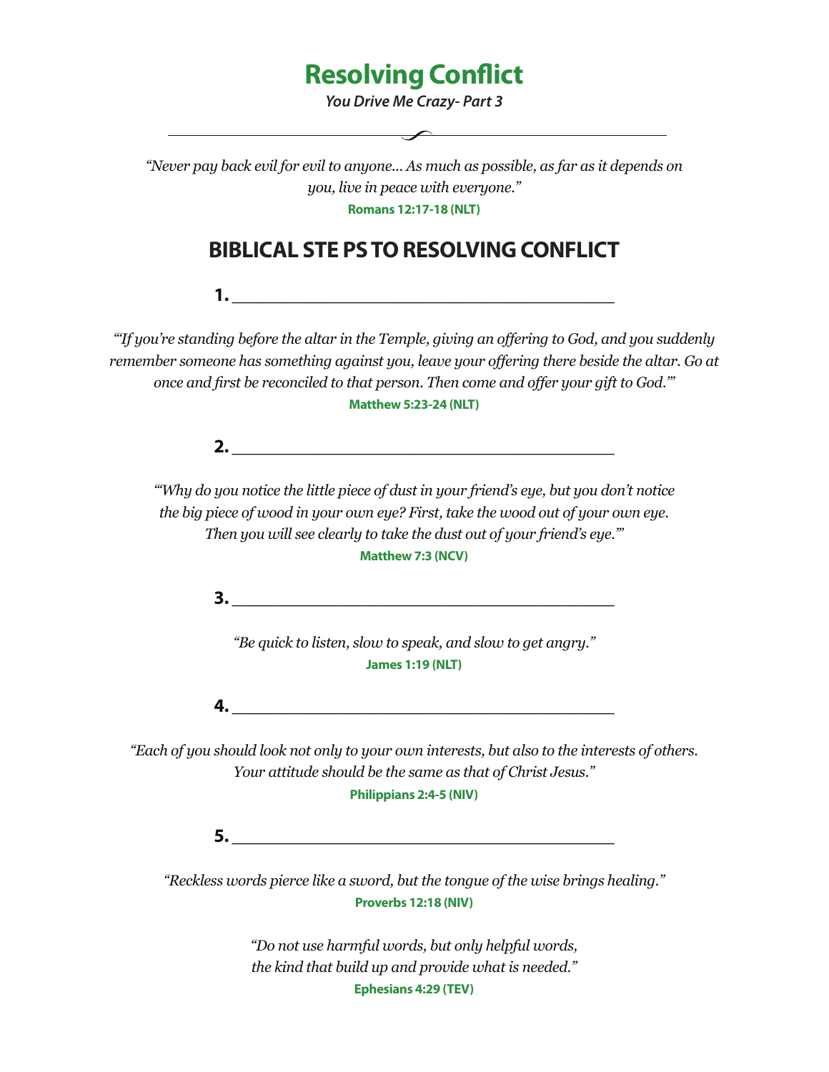# Resolving Conflict

***You Drive Me Crazy- Part 3***

*"Never pay back evil for evil to anyone... As much as possible, as far as it depends on you, live in peace with everyone."*

**Romans 12:17-18 (NLT)**

## BIBLICAL STE PS TO RESOLVING CONFLICT

**1.** ________________________________________

*"'If you're standing before the altar in the Temple, giving an offering to God, and you suddenly remember someone has something against you, leave your offering there beside the altar. Go at once and first be reconciled to that person. Then come and offer your gift to God.'"*

**Matthew 5:23-24 (NLT)**

**2.** ________________________________________

*"'Why do you notice the little piece of dust in your friend's eye, but you don't notice the big piece of wood in your own eye? First, take the wood out of your own eye. Then you will see clearly to take the dust out of your friend's eye.'"*

**Matthew 7:3 (NCV)**

**3.** ________________________________________

*"Be quick to listen, slow to speak, and slow to get angry."*

**James 1:19 (NLT)**

**4.** ________________________________________

*"Each of you should look not only to your own interests, but also to the interests of others. Your attitude should be the same as that of Christ Jesus."*

**Philippians 2:4-5 (NIV)**

**5.** ________________________________________

*"Reckless words pierce like a sword, but the tongue of the wise brings healing."*

**Proverbs 12:18 (NIV)**

*"Do not use harmful words, but only helpful words, the kind that build up and provide what is needed."*

**Ephesians 4:29 (TEV)**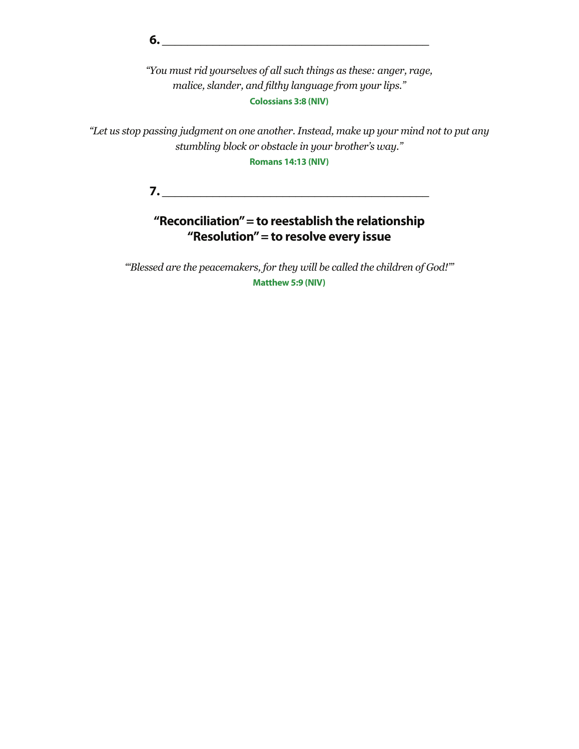**6. ________________________________________**

*"You must rid yourselves of all such things as these: anger, rage, malice, slander, and filthy language from your lips."*
**Colossians 3:8 (NIV)**

*"Let us stop passing judgment on one another. Instead, make up your mind not to put any stumbling block or obstacle in your brother's way."*
**Romans 14:13 (NIV)**

**7. ________________________________________**

**"Reconciliation" = to reestablish the relationship**
**"Resolution" = to resolve every issue**

*"'Blessed are the peacemakers, for they will be called the children of God!'"*
**Matthew 5:9 (NIV)**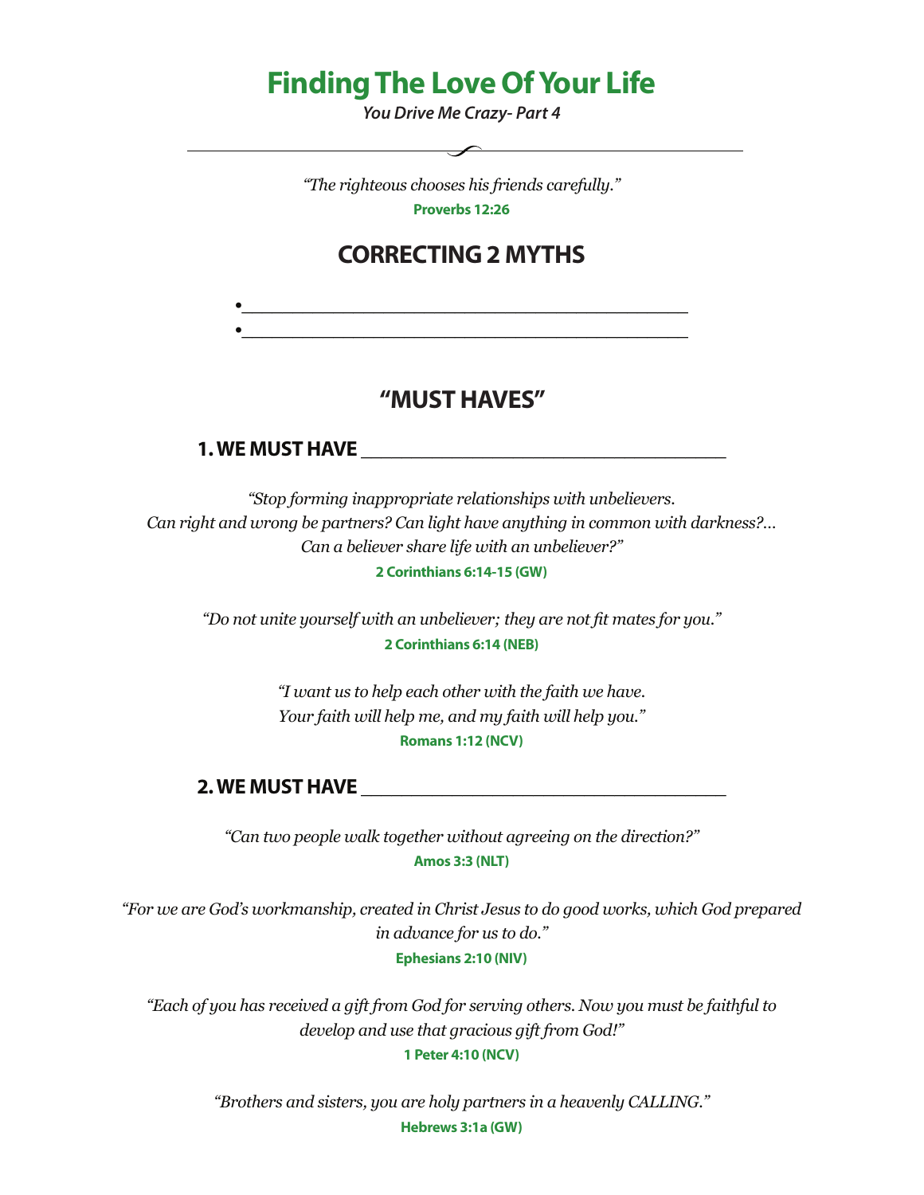# Finding The Love Of Your Life

***You Drive Me Crazy- Part 4***

*"The righteous chooses his friends carefully."*
**Proverbs 12:26**

## CORRECTING 2 MYTHS

- ____________________________________________
- ____________________________________________

## "MUST HAVES"

### 1. WE MUST HAVE ____________________________________

*"Stop forming inappropriate relationships with unbelievers. Can right and wrong be partners? Can light have anything in common with darkness?... Can a believer share life with an unbeliever?"*
**2 Corinthians 6:14-15 (GW)**

*"Do not unite yourself with an unbeliever; they are not fit mates for you."*
**2 Corinthians 6:14 (NEB)**

*"I want us to help each other with the faith we have. Your faith will help me, and my faith will help you."*
**Romans 1:12 (NCV)**

### 2. WE MUST HAVE ____________________________________

*"Can two people walk together without agreeing on the direction?"*
**Amos 3:3 (NLT)**

*"For we are God's workmanship, created in Christ Jesus to do good works, which God prepared in advance for us to do."*
**Ephesians 2:10 (NIV)**

*"Each of you has received a gift from God for serving others. Now you must be faithful to develop and use that gracious gift from God!"*
**1 Peter 4:10 (NCV)**

*"Brothers and sisters, you are holy partners in a heavenly CALLING."*
**Hebrews 3:1a (GW)**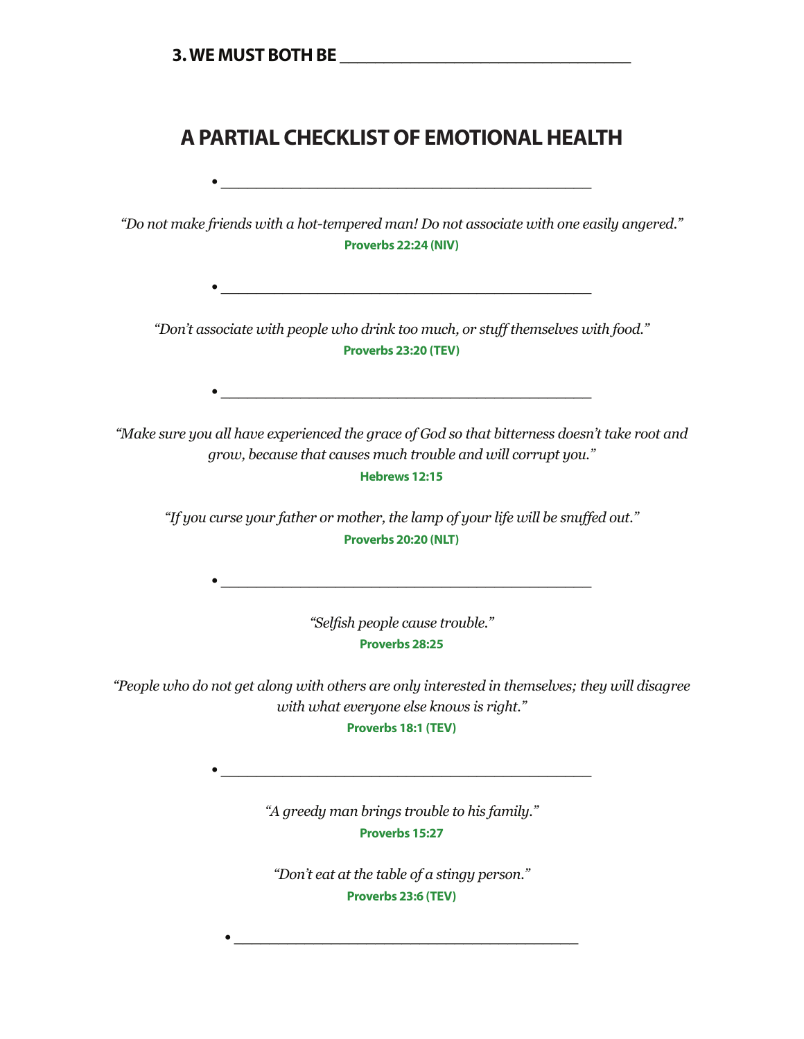**3. WE MUST BOTH BE \_\_\_\_\_\_\_\_\_\_\_\_\_\_\_\_\_\_\_\_\_\_\_\_\_\_\_\_\_\_\_\_\_\_**

## A PARTIAL CHECKLIST OF EMOTIONAL HEALTH

- \_\_\_\_\_\_\_\_\_\_\_\_\_\_\_\_\_\_\_\_\_\_\_\_\_\_\_\_\_\_\_\_\_\_\_\_\_\_\_\_\_\_\_\_\_\_

*"Do not make friends with a hot-tempered man! Do not associate with one easily angered."*
**Proverbs 22:24 (NIV)**

- \_\_\_\_\_\_\_\_\_\_\_\_\_\_\_\_\_\_\_\_\_\_\_\_\_\_\_\_\_\_\_\_\_\_\_\_\_\_\_\_\_\_\_\_\_\_

*"Don't associate with people who drink too much, or stuff themselves with food."*
**Proverbs 23:20 (TEV)**

- \_\_\_\_\_\_\_\_\_\_\_\_\_\_\_\_\_\_\_\_\_\_\_\_\_\_\_\_\_\_\_\_\_\_\_\_\_\_\_\_\_\_\_\_\_\_

*"Make sure you all have experienced the grace of God so that bitterness doesn't take root and grow, because that causes much trouble and will corrupt you."*
**Hebrews 12:15**

*"If you curse your father or mother, the lamp of your life will be snuffed out."*
**Proverbs 20:20 (NLT)**

- \_\_\_\_\_\_\_\_\_\_\_\_\_\_\_\_\_\_\_\_\_\_\_\_\_\_\_\_\_\_\_\_\_\_\_\_\_\_\_\_\_\_\_\_\_\_

*"Selfish people cause trouble."*
**Proverbs 28:25**

*"People who do not get along with others are only interested in themselves; they will disagree with what everyone else knows is right."*
**Proverbs 18:1 (TEV)**

- \_\_\_\_\_\_\_\_\_\_\_\_\_\_\_\_\_\_\_\_\_\_\_\_\_\_\_\_\_\_\_\_\_\_\_\_\_\_\_\_\_\_\_\_\_\_

*"A greedy man brings trouble to his family."*
**Proverbs 15:27**

*"Don't eat at the table of a stingy person."*
**Proverbs 23:6 (TEV)**

- \_\_\_\_\_\_\_\_\_\_\_\_\_\_\_\_\_\_\_\_\_\_\_\_\_\_\_\_\_\_\_\_\_\_\_\_\_\_\_\_\_\_\_\_\_\_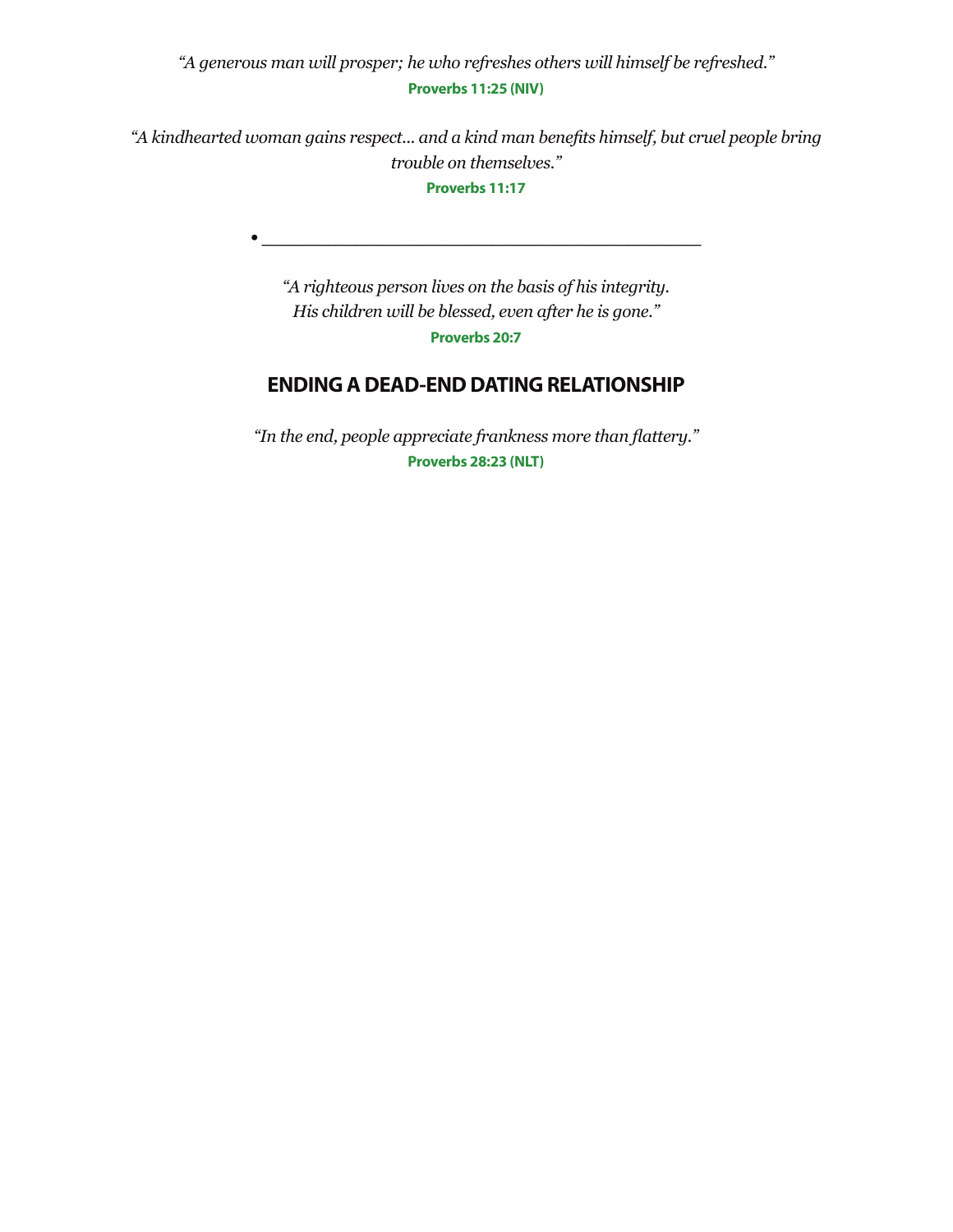*"A generous man will prosper; he who refreshes others will himself be refreshed."*
**Proverbs 11:25 (NIV)**

*"A kindhearted woman gains respect... and a kind man benefits himself, but cruel people bring trouble on themselves."*
**Proverbs 11:17**

- ______________________________________________

*"A righteous person lives on the basis of his integrity.*
*His children will be blessed, even after he is gone."*
**Proverbs 20:7**

## ENDING A DEAD-END DATING RELATIONSHIP

*"In the end, people appreciate frankness more than flattery."*
**Proverbs 28:23 (NLT)**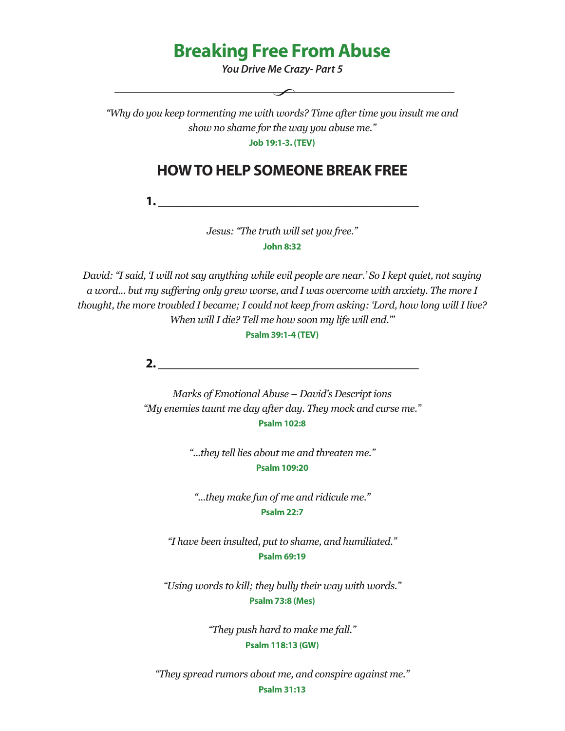# Breaking Free From Abuse

*You Drive Me Crazy- Part 5*

---

*"Why do you keep tormenting me with words? Time after time you insult me and show no shame for the way you abuse me."*

**Job 19:1-3. (TEV)**

## HOW TO HELP SOMEONE BREAK FREE

**1. ________________________________________**

*Jesus: "The truth will set you free."*

**John 8:32**

*David: "I said, 'I will not say anything while evil people are near.' So I kept quiet, not saying a word... but my suffering only grew worse, and I was overcome with anxiety. The more I thought, the more troubled I became; I could not keep from asking: 'Lord, how long will I live? When will I die? Tell me how soon my life will end.'"*

**Psalm 39:1-4 (TEV)**

**2. ________________________________________**

*Marks of Emotional Abuse – David's Descript ions*

*"My enemies taunt me day after day. They mock and curse me."*

**Psalm 102:8**

*"...they tell lies about me and threaten me."*

**Psalm 109:20**

*"...they make fun of me and ridicule me."*

**Psalm 22:7**

*"I have been insulted, put to shame, and humiliated."*

**Psalm 69:19**

*"Using words to kill; they bully their way with words."*

**Psalm 73:8 (Mes)**

*"They push hard to make me fall."*

**Psalm 118:13 (GW)**

*"They spread rumors about me, and conspire against me."*

**Psalm 31:13**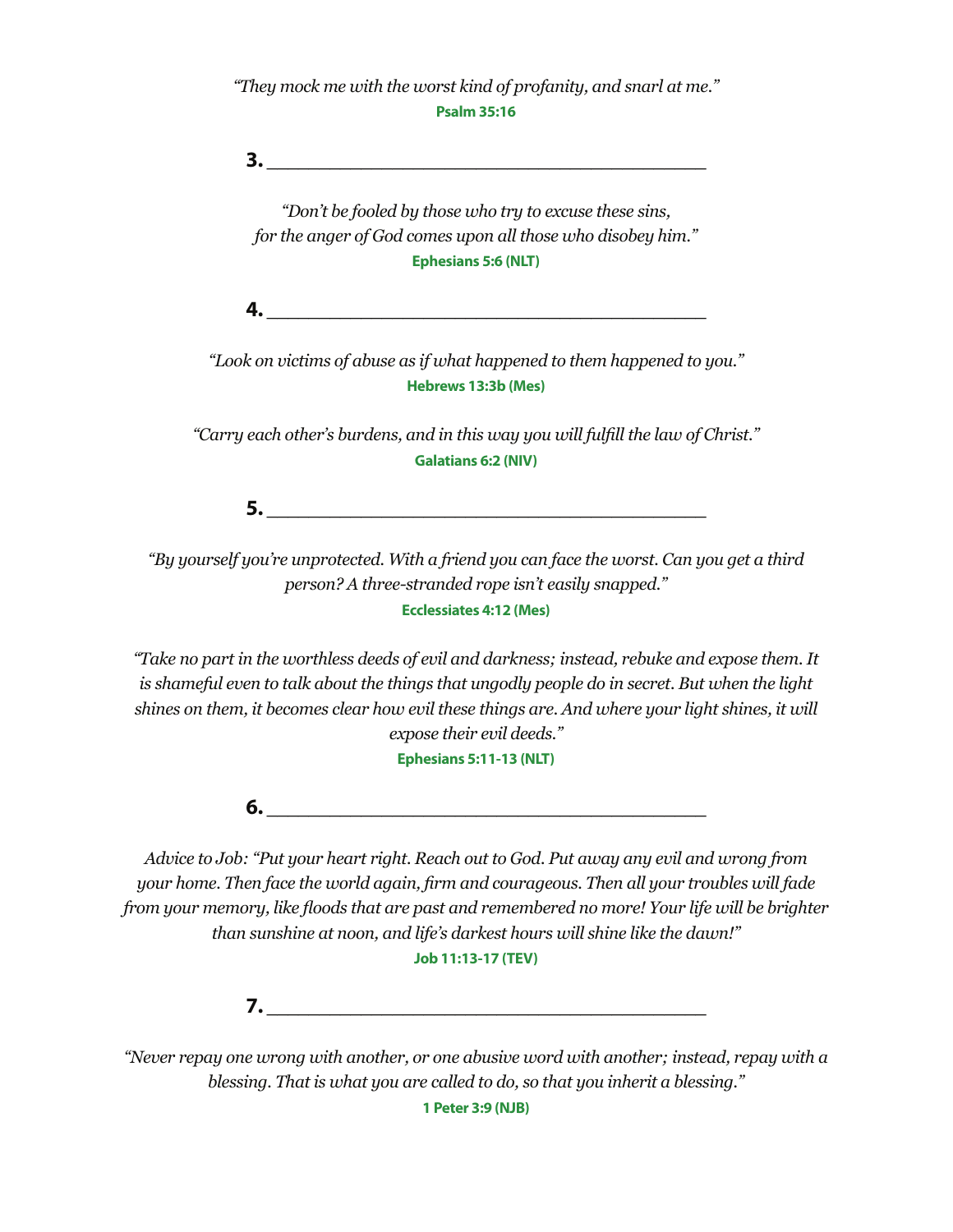*"They mock me with the worst kind of profanity, and snarl at me."*

**Psalm 35:16**

**3.** ________________________________________

*"Don't be fooled by those who try to excuse these sins, for the anger of God comes upon all those who disobey him."*

**Ephesians 5:6 (NLT)**

**4.** ________________________________________

*"Look on victims of abuse as if what happened to them happened to you."*

**Hebrews 13:3b (Mes)**

*"Carry each other's burdens, and in this way you will fulfill the law of Christ."*

**Galatians 6:2 (NIV)**

**5.** ________________________________________

*"By yourself you're unprotected. With a friend you can face the worst. Can you get a third person? A three-stranded rope isn't easily snapped."*

**Ecclessiates 4:12 (Mes)**

*"Take no part in the worthless deeds of evil and darkness; instead, rebuke and expose them. It is shameful even to talk about the things that ungodly people do in secret. But when the light shines on them, it becomes clear how evil these things are. And where your light shines, it will expose their evil deeds."*

**Ephesians 5:11-13 (NLT)**

**6.** ________________________________________

*Advice to Job: "Put your heart right. Reach out to God. Put away any evil and wrong from your home. Then face the world again, firm and courageous. Then all your troubles will fade from your memory, like floods that are past and remembered no more! Your life will be brighter than sunshine at noon, and life's darkest hours will shine like the dawn!"*

**Job 11:13-17 (TEV)**

**7.** ________________________________________

*"Never repay one wrong with another, or one abusive word with another; instead, repay with a blessing. That is what you are called to do, so that you inherit a blessing."*

**1 Peter 3:9 (NJB)**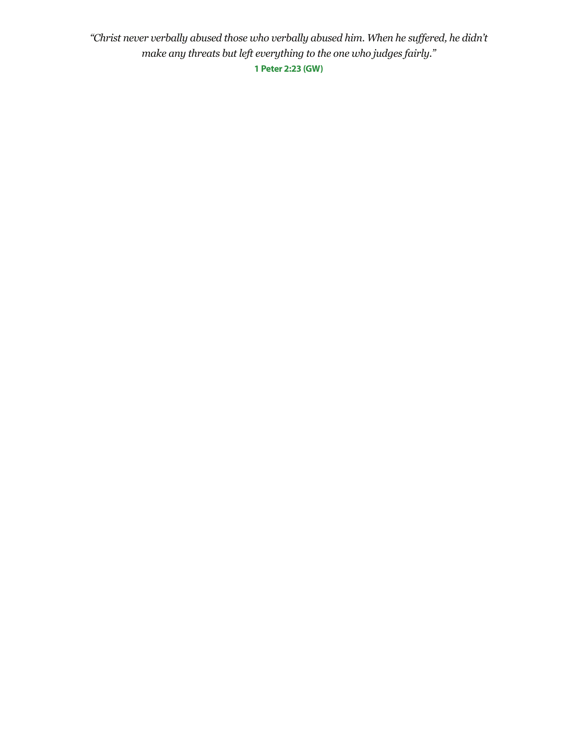*"Christ never verbally abused those who verbally abused him. When he suffered, he didn't make any threats but left everything to the one who judges fairly."*

**1 Peter 2:23 (GW)**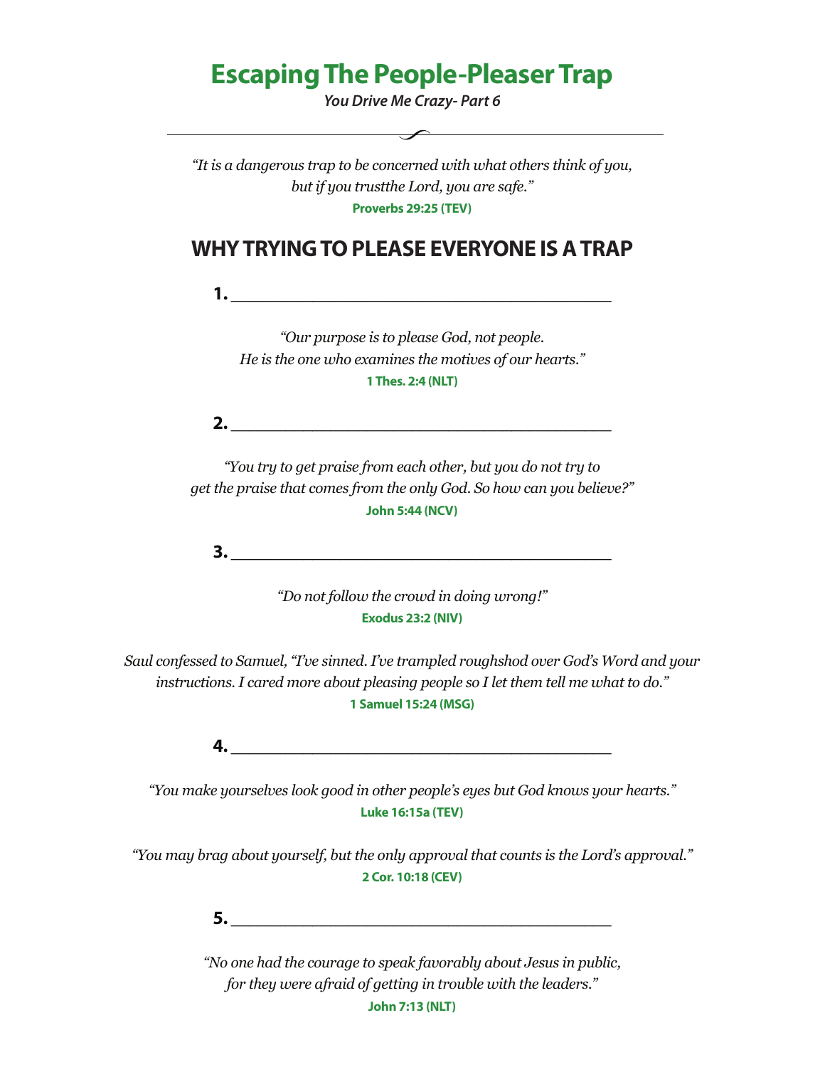# Escaping The People-Pleaser Trap

***You Drive Me Crazy- Part 6***

---

*"It is a dangerous trap to be concerned with what others think of you, but if you trustthe Lord, you are safe."*

**Proverbs 29:25 (TEV)**

## WHY TRYING TO PLEASE EVERYONE IS A TRAP

**1.** ________________________________________

*"Our purpose is to please God, not people. He is the one who examines the motives of our hearts."*

**1 Thes. 2:4 (NLT)**

**2.** ________________________________________

*"You try to get praise from each other, but you do not try to get the praise that comes from the only God. So how can you believe?"*

**John 5:44 (NCV)**

**3.** ________________________________________

*"Do not follow the crowd in doing wrong!"*

**Exodus 23:2 (NIV)**

*Saul confessed to Samuel, "I've sinned. I've trampled roughshod over God's Word and your instructions. I cared more about pleasing people so I let them tell me what to do."*

**1 Samuel 15:24 (MSG)**

**4.** ________________________________________

*"You make yourselves look good in other people's eyes but God knows your hearts."*

**Luke 16:15a (TEV)**

*"You may brag about yourself, but the only approval that counts is the Lord's approval."*

**2 Cor. 10:18 (CEV)**

**5.** ________________________________________

*"No one had the courage to speak favorably about Jesus in public, for they were afraid of getting in trouble with the leaders."*

**John 7:13 (NLT)**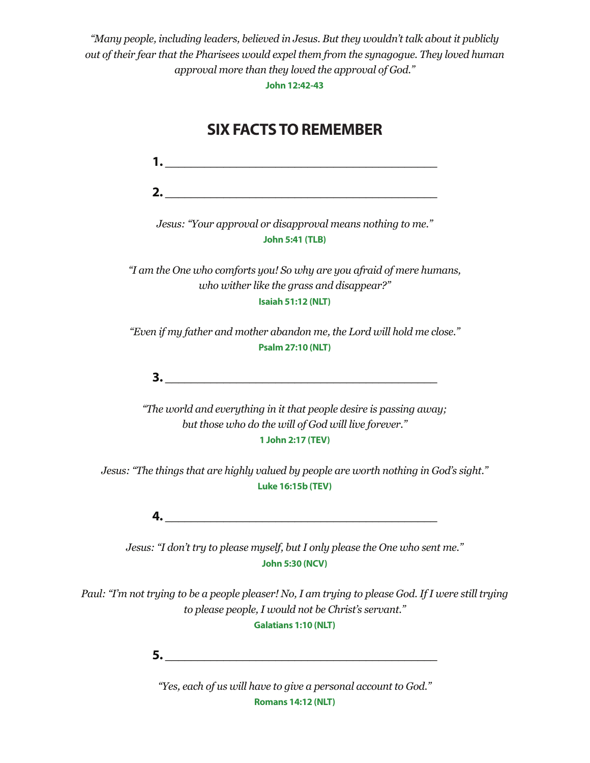*"Many people, including leaders, believed in Jesus. But they wouldn't talk about it publicly out of their fear that the Pharisees would expel them from the synagogue. They loved human approval more than they loved the approval of God."*

**John 12:42-43**

## SIX FACTS TO REMEMBER

**1.** ________________________________________

**2.** ________________________________________

Jesus: *"Your approval or disapproval means nothing to me."*

**John 5:41 (TLB)**

*"I am the One who comforts you! So why are you afraid of mere humans, who wither like the grass and disappear?"*

**Isaiah 51:12 (NLT)**

*"Even if my father and mother abandon me, the Lord will hold me close."*

**Psalm 27:10 (NLT)**

**3.** ________________________________________

*"The world and everything in it that people desire is passing away; but those who do the will of God will live forever."*

**1 John 2:17 (TEV)**

Jesus: *"The things that are highly valued by people are worth nothing in God's sight."*

**Luke 16:15b (TEV)**

**4.** ________________________________________

Jesus: *"I don't try to please myself, but I only please the One who sent me."*

**John 5:30 (NCV)**

Paul: *"I'm not trying to be a people pleaser! No, I am trying to please God. If I were still trying to please people, I would not be Christ's servant."*

**Galatians 1:10 (NLT)**

**5.** ________________________________________

*"Yes, each of us will have to give a personal account to God."*

**Romans 14:12 (NLT)**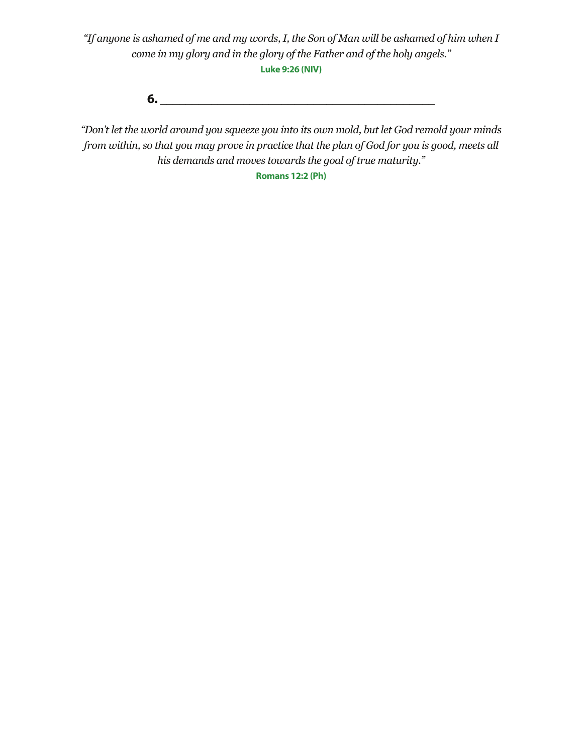*"If anyone is ashamed of me and my words, I, the Son of Man will be ashamed of him when I come in my glory and in the glory of the Father and of the holy angels."*

**Luke 9:26 (NIV)**

**6.** ________________________________________

*"Don't let the world around you squeeze you into its own mold, but let God remold your minds from within, so that you may prove in practice that the plan of God for you is good, meets all his demands and moves towards the goal of true maturity."*

**Romans 12:2 (Ph)**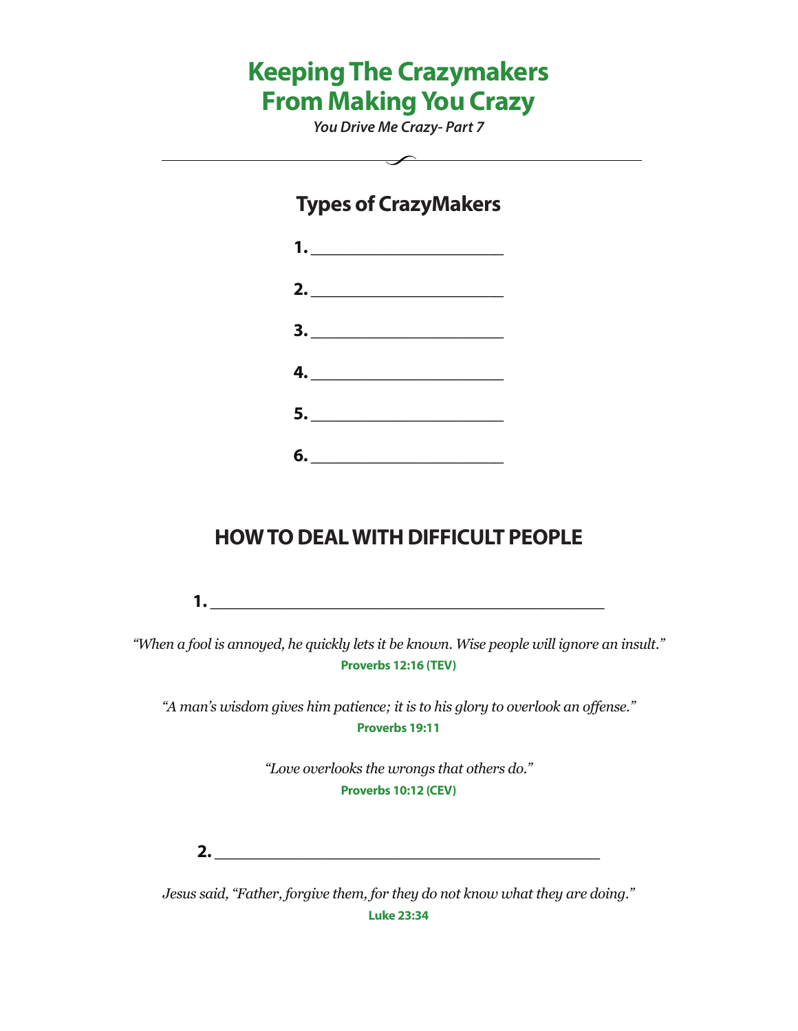# Keeping The Crazymakers From Making You Crazy

*You Drive Me Crazy- Part 7*

## Types of CrazyMakers

**1.** ______________________

**2.** ______________________

**3.** ______________________

**4.** ______________________

**5.** ______________________

**6.** ______________________

## HOW TO DEAL WITH DIFFICULT PEOPLE

**1.** ____________________________________________

*"When a fool is annoyed, he quickly lets it be known. Wise people will ignore an insult."*
**Proverbs 12:16 (TEV)**

*"A man's wisdom gives him patience; it is to his glory to overlook an offense."*
**Proverbs 19:11**

*"Love overlooks the wrongs that others do."*
**Proverbs 10:12 (CEV)**

**2.** ____________________________________________

*Jesus said, "Father, forgive them, for they do not know what they are doing."*
**Luke 23:34**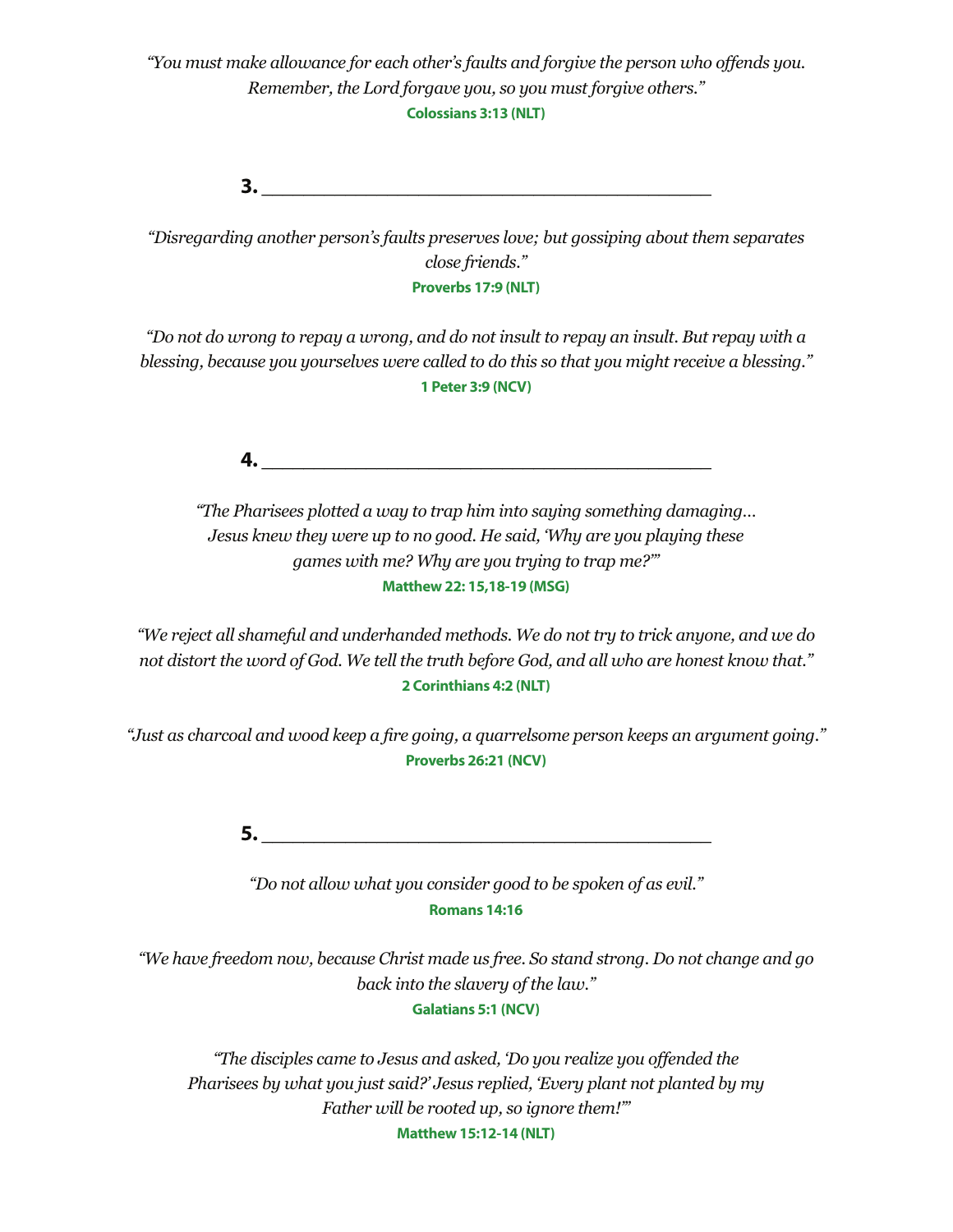*"You must make allowance for each other's faults and forgive the person who offends you. Remember, the Lord forgave you, so you must forgive others."*
**Colossians 3:13 (NLT)**

**3.** ________________________________________

*"Disregarding another person's faults preserves love; but gossiping about them separates close friends."*
**Proverbs 17:9 (NLT)**

*"Do not do wrong to repay a wrong, and do not insult to repay an insult. But repay with a blessing, because you yourselves were called to do this so that you might receive a blessing."*
**1 Peter 3:9 (NCV)**

**4.** ________________________________________

*"The Pharisees plotted a way to trap him into saying something damaging… Jesus knew they were up to no good. He said, 'Why are you playing these games with me? Why are you trying to trap me?'"*
**Matthew 22: 15,18-19 (MSG)**

*"We reject all shameful and underhanded methods. We do not try to trick anyone, and we do not distort the word of God. We tell the truth before God, and all who are honest know that."*
**2 Corinthians 4:2 (NLT)**

*"Just as charcoal and wood keep a fire going, a quarrelsome person keeps an argument going."*
**Proverbs 26:21 (NCV)**

**5.** ________________________________________

*"Do not allow what you consider good to be spoken of as evil."*
**Romans 14:16**

*"We have freedom now, because Christ made us free. So stand strong. Do not change and go back into the slavery of the law."*
**Galatians 5:1 (NCV)**

*"The disciples came to Jesus and asked, 'Do you realize you offended the Pharisees by what you just said?' Jesus replied, 'Every plant not planted by my Father will be rooted up, so ignore them!'"*
**Matthew 15:12-14 (NLT)**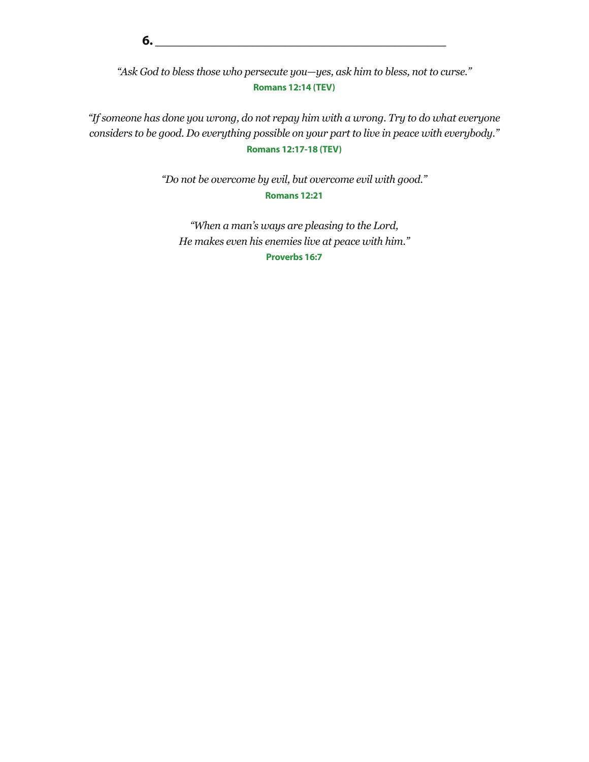**6. ________________________________________**

*"Ask God to bless those who persecute you—yes, ask him to bless, not to curse."*
**Romans 12:14 (TEV)**

*"If someone has done you wrong, do not repay him with a wrong. Try to do what everyone considers to be good. Do everything possible on your part to live in peace with everybody."*
**Romans 12:17-18 (TEV)**

*"Do not be overcome by evil, but overcome evil with good."*
**Romans 12:21**

*"When a man's ways are pleasing to the Lord,*
*He makes even his enemies live at peace with him."*
**Proverbs 16:7**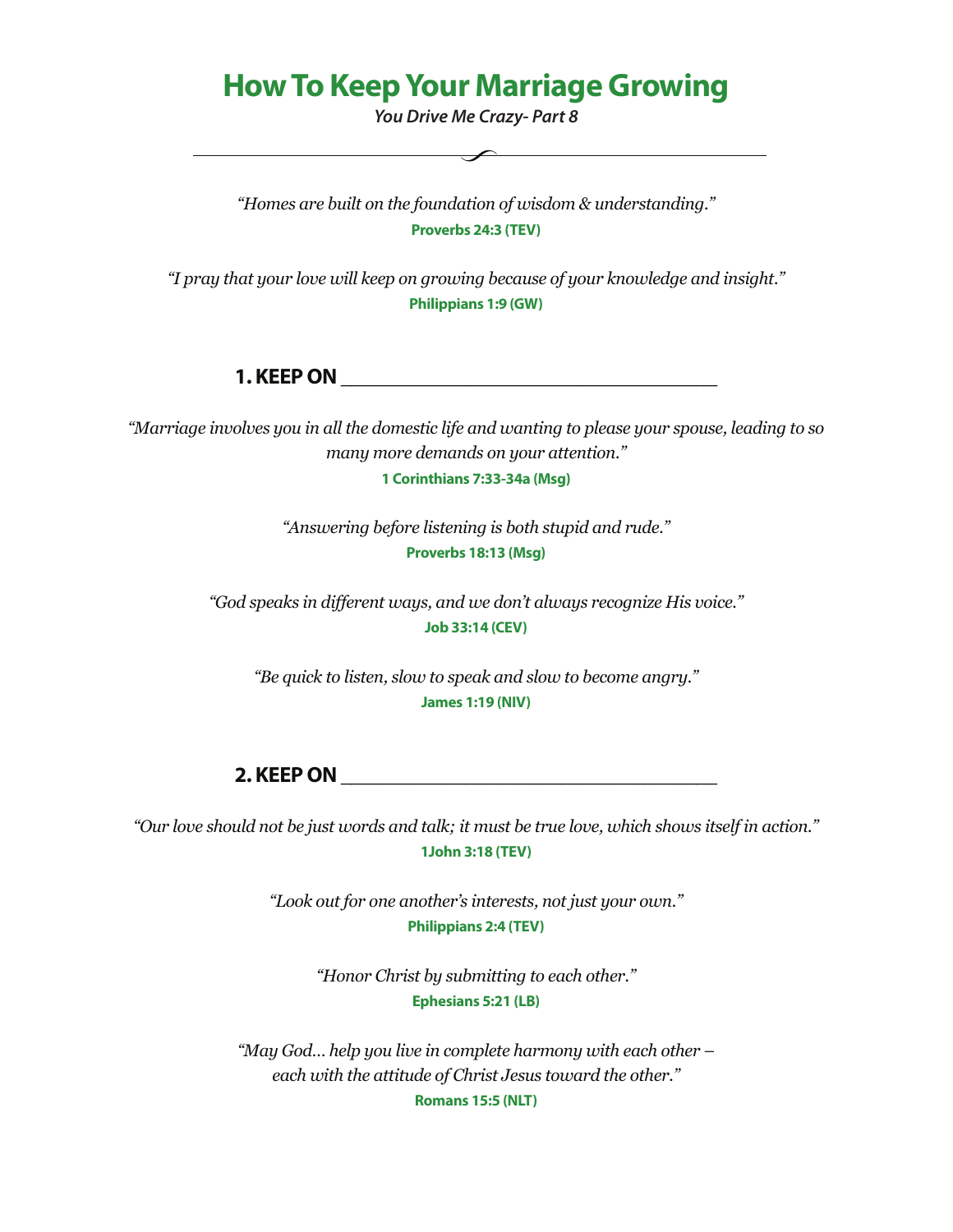# How To Keep Your Marriage Growing

***You Drive Me Crazy- Part 8***

---

*"Homes are built on the foundation of wisdom & understanding."*
**Proverbs 24:3 (TEV)**

*"I pray that your love will keep on growing because of your knowledge and insight."*
**Philippians 1:9 (GW)**

## 1. KEEP ON ______________________________

*"Marriage involves you in all the domestic life and wanting to please your spouse, leading to so many more demands on your attention."*
**1 Corinthians 7:33-34a (Msg)**

*"Answering before listening is both stupid and rude."*
**Proverbs 18:13 (Msg)**

*"God speaks in different ways, and we don't always recognize His voice."*
**Job 33:14 (CEV)**

*"Be quick to listen, slow to speak and slow to become angry."*
**James 1:19 (NIV)**

## 2. KEEP ON ______________________________

*"Our love should not be just words and talk; it must be true love, which shows itself in action."*
**1John 3:18 (TEV)**

*"Look out for one another's interests, not just your own."*
**Philippians 2:4 (TEV)**

*"Honor Christ by submitting to each other."*
**Ephesians 5:21 (LB)**

*"May God... help you live in complete harmony with each other – each with the attitude of Christ Jesus toward the other."*
**Romans 15:5 (NLT)**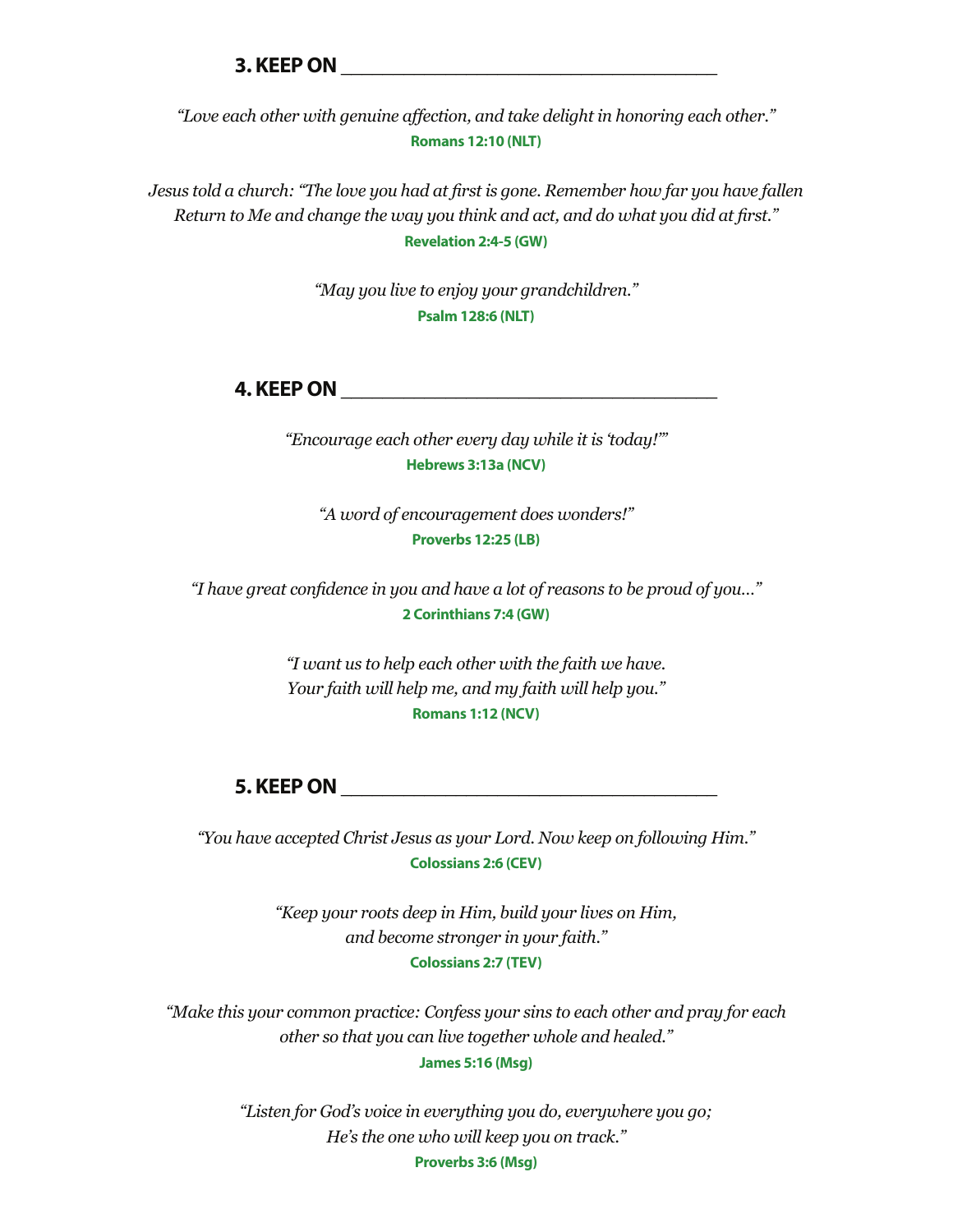## 3. KEEP ON \_\_\_\_\_\_\_\_\_\_\_\_\_\_\_\_\_\_\_\_\_\_\_\_\_\_\_\_\_\_\_\_

*"Love each other with genuine affection, and take delight in honoring each other."*
**Romans 12:10 (NLT)**

*Jesus told a church: "The love you had at first is gone. Remember how far you have fallen Return to Me and change the way you think and act, and do what you did at first."*
**Revelation 2:4-5 (GW)**

*"May you live to enjoy your grandchildren."*
**Psalm 128:6 (NLT)**

## 4. KEEP ON \_\_\_\_\_\_\_\_\_\_\_\_\_\_\_\_\_\_\_\_\_\_\_\_\_\_\_\_\_\_\_\_

*"Encourage each other every day while it is 'today!'"*
**Hebrews 3:13a (NCV)**

*"A word of encouragement does wonders!"*
**Proverbs 12:25 (LB)**

*"I have great confidence in you and have a lot of reasons to be proud of you..."*
**2 Corinthians 7:4 (GW)**

*"I want us to help each other with the faith we have.*
*Your faith will help me, and my faith will help you."*
**Romans 1:12 (NCV)**

## 5. KEEP ON \_\_\_\_\_\_\_\_\_\_\_\_\_\_\_\_\_\_\_\_\_\_\_\_\_\_\_\_\_\_\_\_

*"You have accepted Christ Jesus as your Lord. Now keep on following Him."*
**Colossians 2:6 (CEV)**

*"Keep your roots deep in Him, build your lives on Him,*
*and become stronger in your faith."*
**Colossians 2:7 (TEV)**

*"Make this your common practice: Confess your sins to each other and pray for each other so that you can live together whole and healed."*
**James 5:16 (Msg)**

*"Listen for God's voice in everything you do, everywhere you go;*
*He's the one who will keep you on track."*
**Proverbs 3:6 (Msg)**